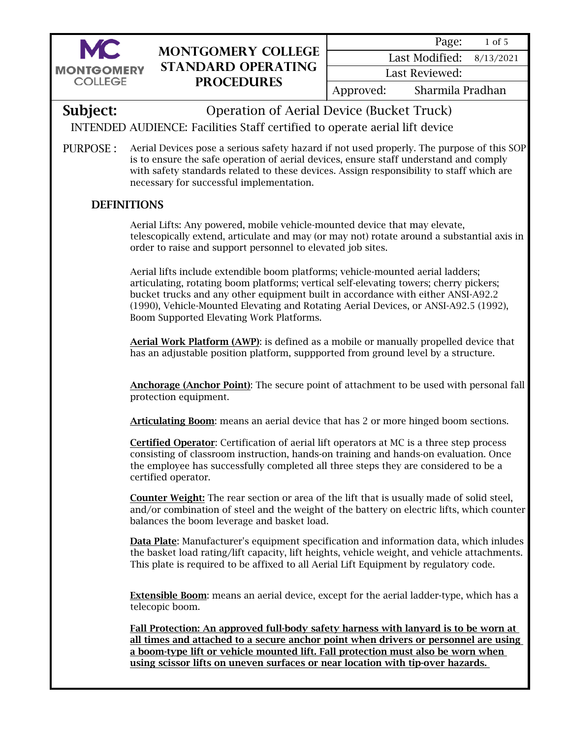# MONTGOMERY COLLEGE STANDARD OPERATING PROCEDURES

| | |
|---|---|
| Page: | 1 of 5 |
| Last Modified: | 8/13/2021 |
| Last Reviewed: | |
| Approved: | Sharmila Pradhan |

**Subject:** Operation of Aerial Device (Bucket Truck)

INTENDED AUDIENCE: Facilities Staff certified to operate aerial lift device

PURPOSE : Aerial Devices pose a serious safety hazard if not used properly. The purpose of this SOP is to ensure the safe operation of aerial devices, ensure staff understand and comply with safety standards related to these devices. Assign responsibility to staff which are necessary for successful implementation.

## DEFINITIONS

Aerial Lifts: Any powered, mobile vehicle-mounted device that may elevate, telescopically extend, articulate and may (or may not) rotate around a substantial axis in order to raise and support personnel to elevated job sites.

Aerial lifts include extendible boom platforms; vehicle-mounted aerial ladders; articulating, rotating boom platforms; vertical self-elevating towers; cherry pickers; bucket trucks and any other equipment built in accordance with either ANSI-A92.2 (1990), Vehicle-Mounted Elevating and Rotating Aerial Devices, or ANSI-A92.5 (1992), Boom Supported Elevating Work Platforms.

**Aerial Work Platform (AWP)**: is defined as a mobile or manually propelled device that has an adjustable position platform, suppported from ground level by a structure.

**Anchorage (Anchor Point)**: The secure point of attachment to be used with personal fall protection equipment.

**Articulating Boom**: means an aerial device that has 2 or more hinged boom sections.

**Certified Operator**: Certification of aerial lift operators at MC is a three step process consisting of classroom instruction, hands-on training and hands-on evaluation. Once the employee has successfully completed all three steps they are considered to be a certified operator.

**Counter Weight:** The rear section or area of the lift that is usually made of solid steel, and/or combination of steel and the weight of the battery on electric lifts, which counter balances the boom leverage and basket load.

**Data Plate**: Manufacturer's equipment specification and information data, which inludes the basket load rating/lift capacity, lift heights, vehicle weight, and vehicle attachments. This plate is required to be affixed to all Aerial Lift Equipment by regulatory code.

**Extensible Boom**: means an aerial device, except for the aerial ladder-type, which has a telecopic boom.

**Fall Protection: An approved full-body safety harness with lanyard is to be worn at all times and attached to a secure anchor point when drivers or personnel are using a boom-type lift or vehicle mounted lift. Fall protection must also be worn when using scissor lifts on uneven surfaces or near location with tip-over hazards.**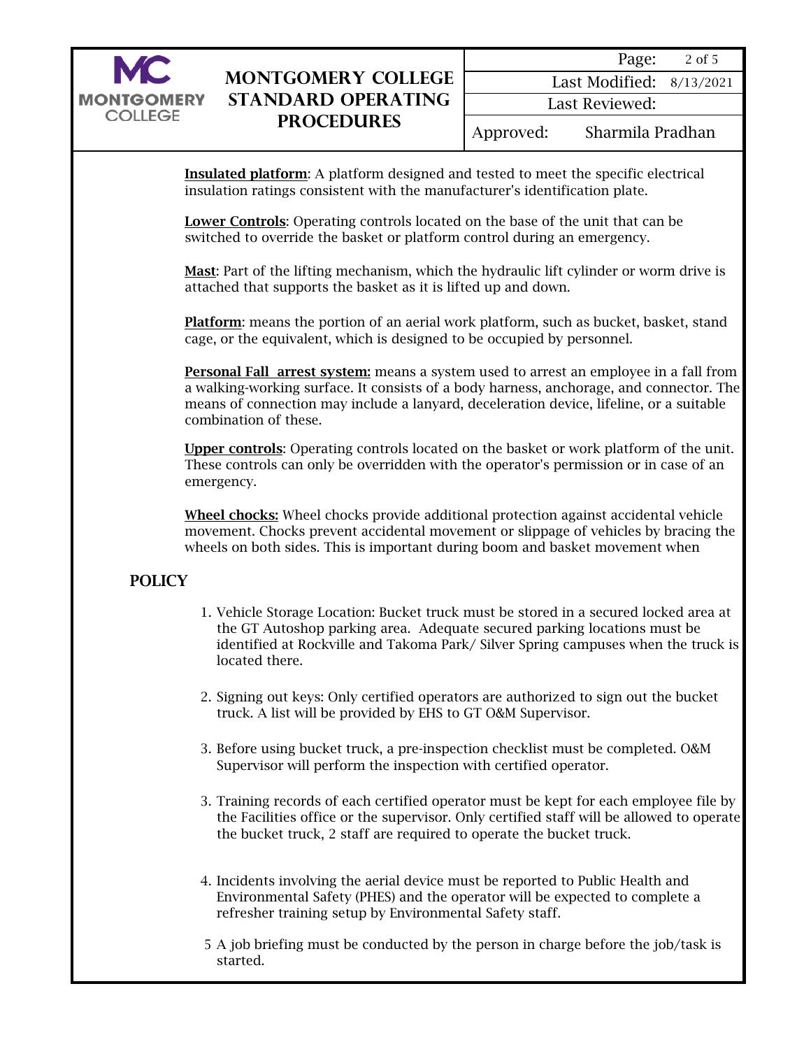**Insulated platform**: A platform designed and tested to meet the specific electrical insulation ratings consistent with the manufacturer's identification plate.

**Lower Controls**: Operating controls located on the base of the unit that can be switched to override the basket or platform control during an emergency.

**Mast**: Part of the lifting mechanism, which the hydraulic lift cylinder or worm drive is attached that supports the basket as it is lifted up and down.

**Platform**: means the portion of an aerial work platform, such as bucket, basket, stand cage, or the equivalent, which is designed to be occupied by personnel.

**Personal Fall arrest system:** means a system used to arrest an employee in a fall from a walking-working surface. It consists of a body harness, anchorage, and connector. The means of connection may include a lanyard, deceleration device, lifeline, or a suitable combination of these.

**Upper controls**: Operating controls located on the basket or work platform of the unit. These controls can only be overridden with the operator's permission or in case of an emergency.

**Wheel chocks:** Wheel chocks provide additional protection against accidental vehicle movement. Chocks prevent accidental movement or slippage of vehicles by bracing the wheels on both sides. This is important during boom and basket movement when

## POLICY

1. Vehicle Storage Location: Bucket truck must be stored in a secured locked area at the GT Autoshop parking area. Adequate secured parking locations must be identified at Rockville and Takoma Park/ Silver Spring campuses when the truck is located there.

2. Signing out keys: Only certified operators are authorized to sign out the bucket truck. A list will be provided by EHS to GT O&M Supervisor.

3. Before using bucket truck, a pre-inspection checklist must be completed. O&M Supervisor will perform the inspection with certified operator.

3. Training records of each certified operator must be kept for each employee file by the Facilities office or the supervisor. Only certified staff will be allowed to operate the bucket truck, 2 staff are required to operate the bucket truck.

4. Incidents involving the aerial device must be reported to Public Health and Environmental Safety (PHES) and the operator will be expected to complete a refresher training setup by Environmental Safety staff.

5 A job briefing must be conducted by the person in charge before the job/task is started.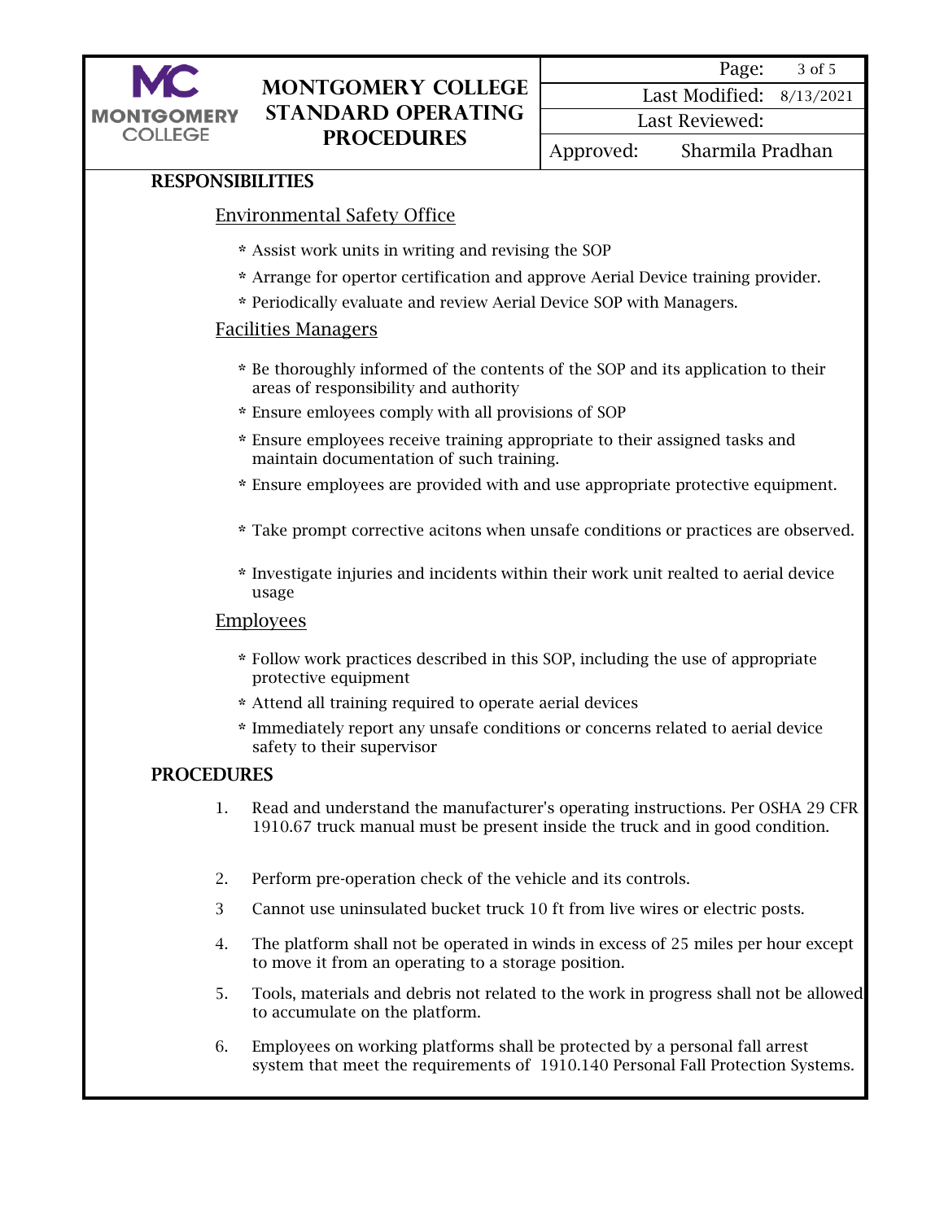## RESPONSIBILITIES

### Environmental Safety Office

* Assist work units in writing and revising the SOP
* Arrange for opertor certification and approve Aerial Device training provider.
* Periodically evaluate and review Aerial Device SOP with Managers.

### Facilities Managers

* Be thoroughly informed of the contents of the SOP and its application to their areas of responsibility and authority
* Ensure emloyees comply with all provisions of SOP
* Ensure employees receive training appropriate to their assigned tasks and maintain documentation of such training.
* Ensure employees are provided with and use appropriate protective equipment.
* Take prompt corrective acitons when unsafe conditions or practices are observed.
* Investigate injuries and incidents within their work unit realted to aerial device usage

### Employees

* Follow work practices described in this SOP, including the use of appropriate protective equipment
* Attend all training required to operate aerial devices
* Immediately report any unsafe conditions or concerns related to aerial device safety to their supervisor

## PROCEDURES

1. Read and understand the manufacturer's operating instructions. Per OSHA 29 CFR 1910.67 truck manual must be present inside the truck and in good condition.
2. Perform pre-operation check of the vehicle and its controls.
3. Cannot use uninsulated bucket truck 10 ft from live wires or electric posts.
4. The platform shall not be operated in winds in excess of 25 miles per hour except to move it from an operating to a storage position.
5. Tools, materials and debris not related to the work in progress shall not be allowed to accumulate on the platform.
6. Employees on working platforms shall be protected by a personal fall arrest system that meet the requirements of 1910.140 Personal Fall Protection Systems.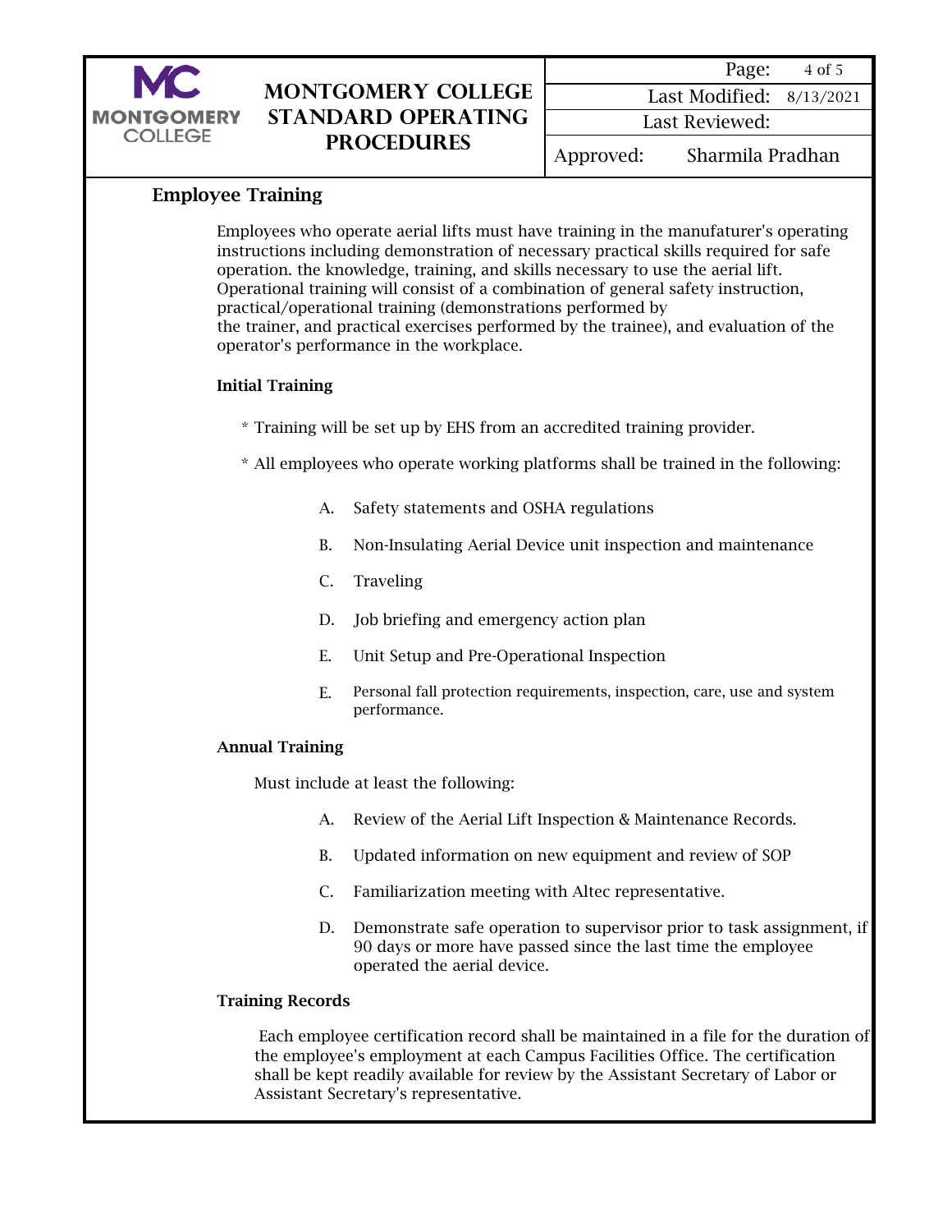## Employee Training

Employees who operate aerial lifts must have training in the manufaturer's operating instructions including demonstration of necessary practical skills required for safe operation. the knowledge, training, and skills necessary to use the aerial lift. Operational training will consist of a combination of general safety instruction, practical/operational training (demonstrations performed by the trainer, and practical exercises performed by the trainee), and evaluation of the operator's performance in the workplace.

### Initial Training

* Training will be set up by EHS from an accredited training provider.
* All employees who operate working platforms shall be trained in the following:

A. Safety statements and OSHA regulations

B. Non-Insulating Aerial Device unit inspection and maintenance

C. Traveling

D. Job briefing and emergency action plan

E. Unit Setup and Pre-Operational Inspection

E. Personal fall protection requirements, inspection, care, use and system performance.

### Annual Training

Must include at least the following:

A. Review of the Aerial Lift Inspection & Maintenance Records.

B. Updated information on new equipment and review of SOP

C. Familiarization meeting with Altec representative.

D. Demonstrate safe operation to supervisor prior to task assignment, if 90 days or more have passed since the last time the employee operated the aerial device.

### Training Records

Each employee certification record shall be maintained in a file for the duration of the employee's employment at each Campus Facilities Office. The certification shall be kept readily available for review by the Assistant Secretary of Labor or Assistant Secretary's representative.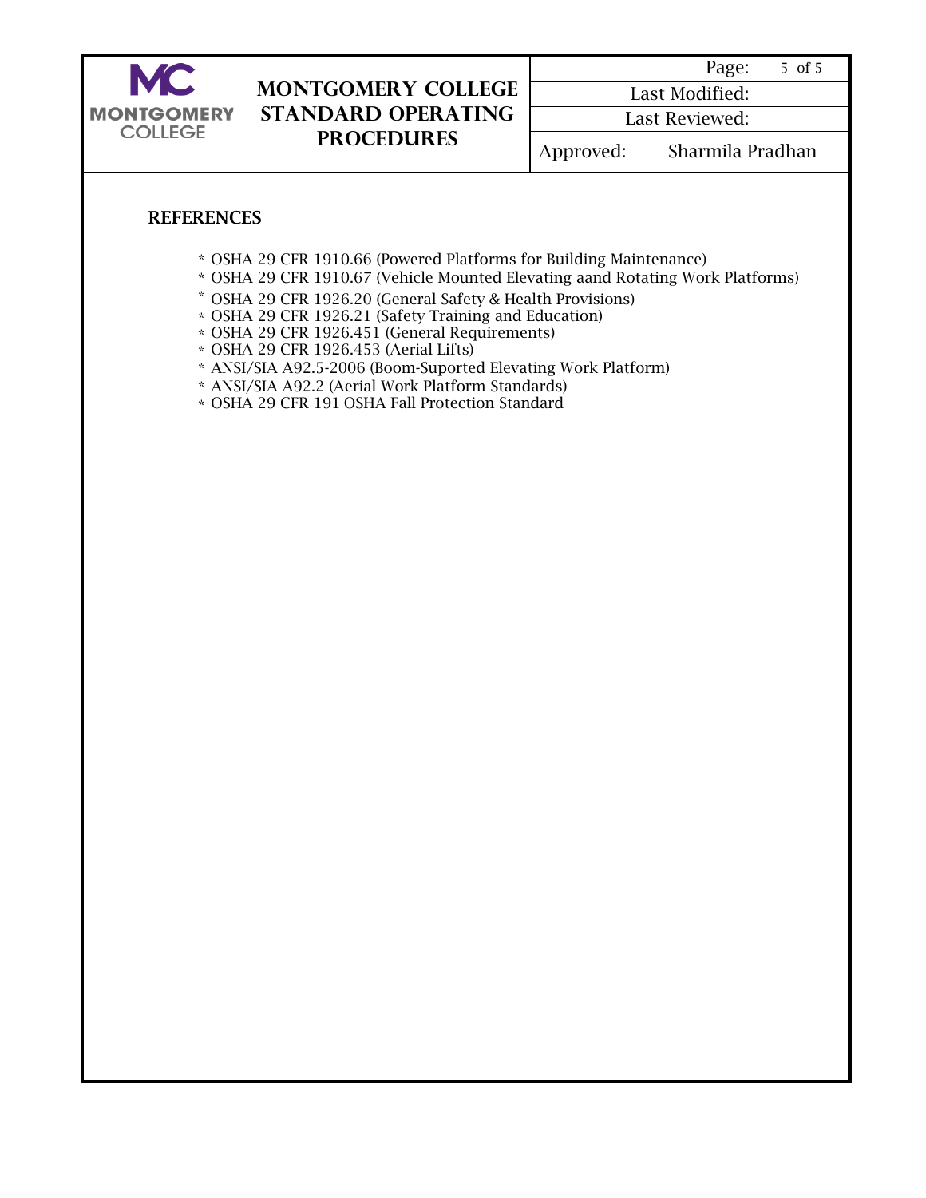## REFERENCES

- OSHA 29 CFR 1910.66 (Powered Platforms for Building Maintenance)
- OSHA 29 CFR 1910.67 (Vehicle Mounted Elevating aand Rotating Work Platforms)
- OSHA 29 CFR 1926.20 (General Safety & Health Provisions)
- OSHA 29 CFR 1926.21 (Safety Training and Education)
- OSHA 29 CFR 1926.451 (General Requirements)
- OSHA 29 CFR 1926.453 (Aerial Lifts)
- ANSI/SIA A92.5-2006 (Boom-Suported Elevating Work Platform)
- ANSI/SIA A92.2 (Aerial Work Platform Standards)
- OSHA 29 CFR 191 OSHA Fall Protection Standard